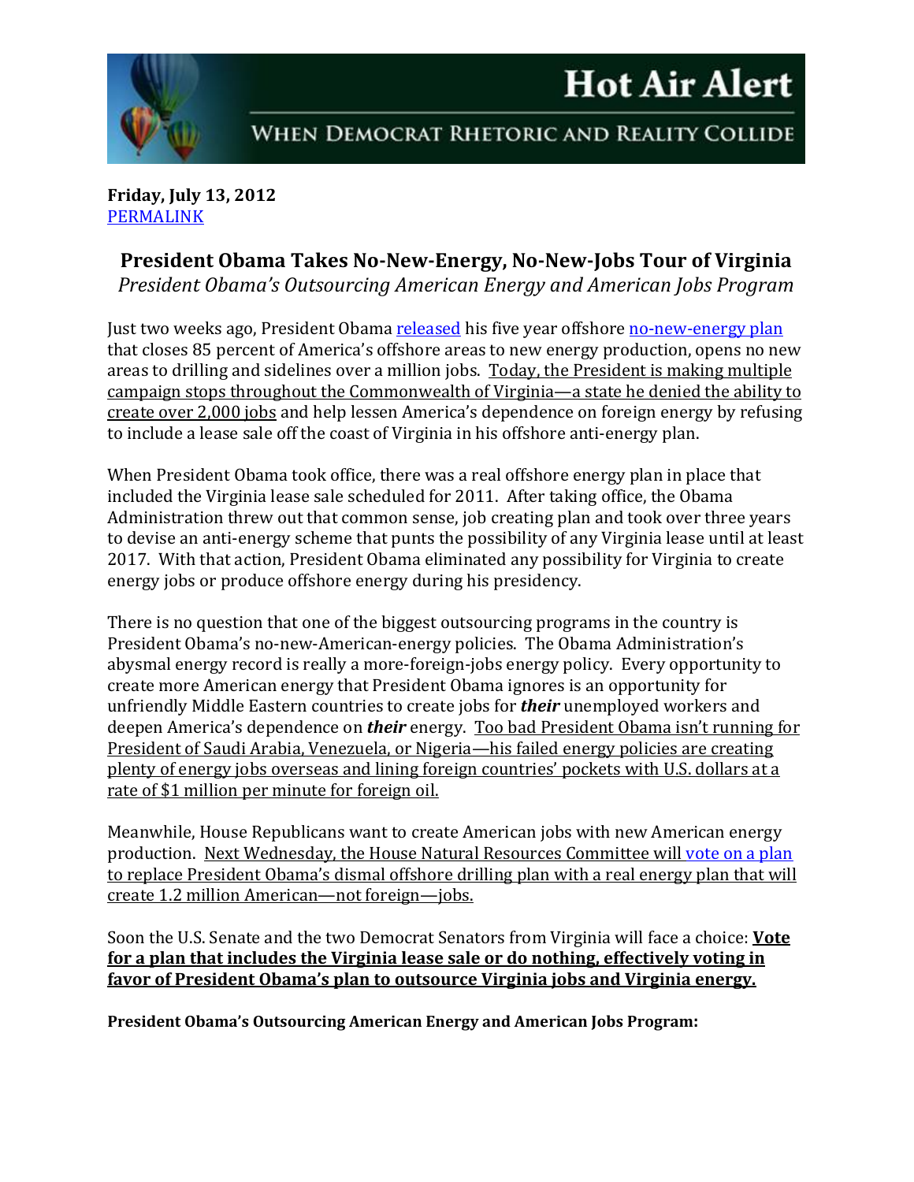# Hot Air Alert

WHEN DEMOCRAT RHETORIC AND REALITY COLLIDE

**Friday, July 13, 2012**
PERMALINK

## President Obama Takes No-New-Energy, No-New-Jobs Tour of Virginia

*President Obama's Outsourcing American Energy and American Jobs Program*

Just two weeks ago, President Obama released his five year offshore no-new-energy plan that closes 85 percent of America's offshore areas to new energy production, opens no new areas to drilling and sidelines over a million jobs. Today, the President is making multiple campaign stops throughout the Commonwealth of Virginia—a state he denied the ability to create over 2,000 jobs and help lessen America's dependence on foreign energy by refusing to include a lease sale off the coast of Virginia in his offshore anti-energy plan.

When President Obama took office, there was a real offshore energy plan in place that included the Virginia lease sale scheduled for 2011. After taking office, the Obama Administration threw out that common sense, job creating plan and took over three years to devise an anti-energy scheme that punts the possibility of any Virginia lease until at least 2017. With that action, President Obama eliminated any possibility for Virginia to create energy jobs or produce offshore energy during his presidency.

There is no question that one of the biggest outsourcing programs in the country is President Obama's no-new-American-energy policies. The Obama Administration's abysmal energy record is really a more-foreign-jobs energy policy. Every opportunity to create more American energy that President Obama ignores is an opportunity for unfriendly Middle Eastern countries to create jobs for ***their*** unemployed workers and deepen America's dependence on ***their*** energy. Too bad President Obama isn't running for President of Saudi Arabia, Venezuela, or Nigeria—his failed energy policies are creating plenty of energy jobs overseas and lining foreign countries' pockets with U.S. dollars at a rate of $1 million per minute for foreign oil.

Meanwhile, House Republicans want to create American jobs with new American energy production. Next Wednesday, the House Natural Resources Committee will vote on a plan to replace President Obama's dismal offshore drilling plan with a real energy plan that will create 1.2 million American—not foreign—jobs.

Soon the U.S. Senate and the two Democrat Senators from Virginia will face a choice: **Vote for a plan that includes the Virginia lease sale or do nothing, effectively voting in favor of President Obama's plan to outsource Virginia jobs and Virginia energy.**

**President Obama's Outsourcing American Energy and American Jobs Program:**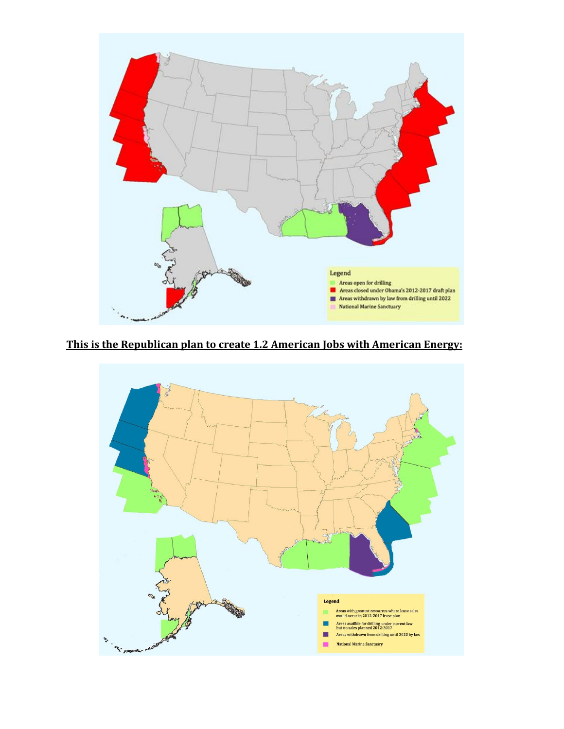Legend

- Areas open for drilling
- Areas closed under Obama's 2012-2017 draft plan
- Areas withdrawn by law from drilling until 2022
- National Marine Sanctuary

**<u>This is the Republican plan to create 1.2 American Jobs with American Energy:</u>**

Legend

- Areas with greatest resources where lease sales would occur in 2012-2017 lease plan
- Areas availble for drilling under current law but no sales planned 2012-2017
- Areas withdrawn from drilling until 2022 by law
- National Marine Sanctuary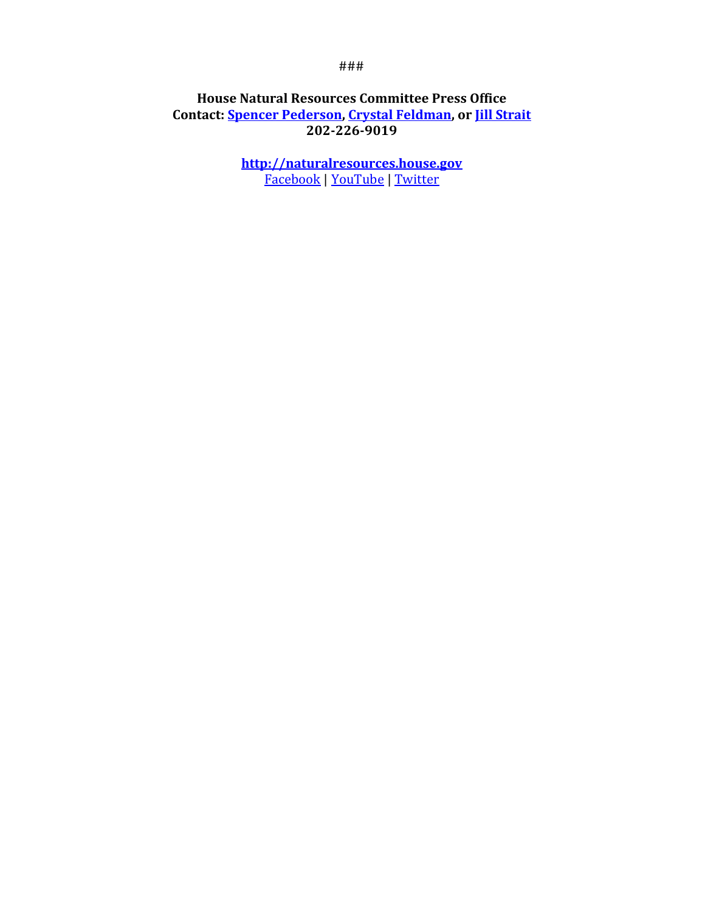###

**House Natural Resources Committee Press Office**
**Contact: Spencer Pederson, Crystal Feldman, or Jill Strait**
**202-226-9019**

**http://naturalresources.house.gov**
Facebook | YouTube | Twitter